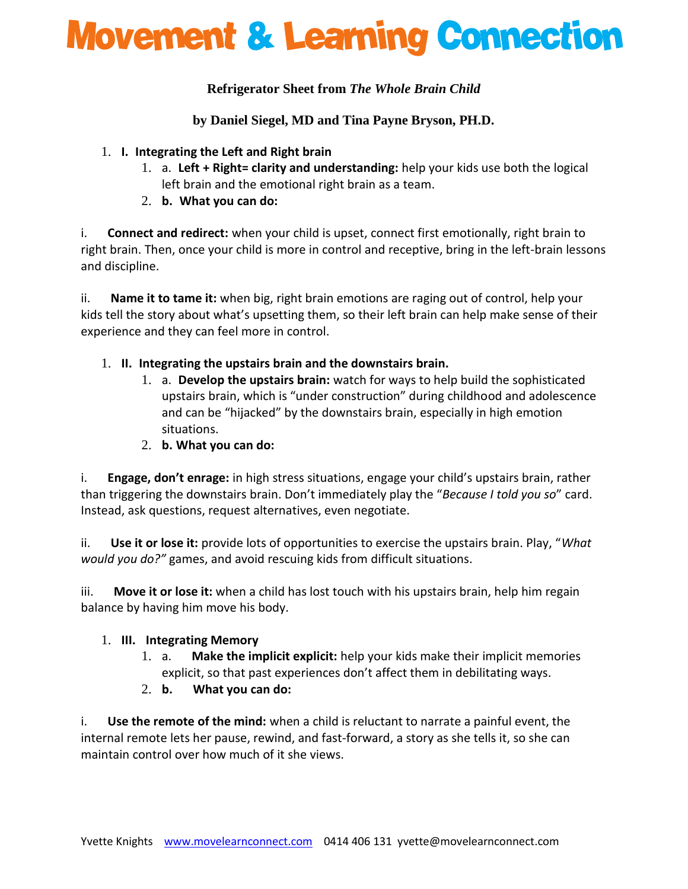# Movement & Learning Connection

**Refrigerator Sheet from *The Whole Brain Child***

**by Daniel Siegel, MD and Tina Payne Bryson, PH.D.**

1. **I. Integrating the Left and Right brain**
   1. a. **Left + Right= clarity and understanding:** help your kids use both the logical left brain and the emotional right brain as a team.
   2. **b. What you can do:**

i. **Connect and redirect:** when your child is upset, connect first emotionally, right brain to right brain. Then, once your child is more in control and receptive, bring in the left-brain lessons and discipline.

ii. **Name it to tame it:** when big, right brain emotions are raging out of control, help your kids tell the story about what's upsetting them, so their left brain can help make sense of their experience and they can feel more in control.

1. **II. Integrating the upstairs brain and the downstairs brain.**
   1. a. **Develop the upstairs brain:** watch for ways to help build the sophisticated upstairs brain, which is "under construction" during childhood and adolescence and can be "hijacked" by the downstairs brain, especially in high emotion situations.
   2. **b. What you can do:**

i. **Engage, don't enrage:** in high stress situations, engage your child's upstairs brain, rather than triggering the downstairs brain. Don't immediately play the "*Because I told you so*" card. Instead, ask questions, request alternatives, even negotiate.

ii. **Use it or lose it:** provide lots of opportunities to exercise the upstairs brain. Play, "*What would you do?"* games, and avoid rescuing kids from difficult situations.

iii. **Move it or lose it:** when a child has lost touch with his upstairs brain, help him regain balance by having him move his body.

1. **III. Integrating Memory**
   1. a. **Make the implicit explicit:** help your kids make their implicit memories explicit, so that past experiences don't affect them in debilitating ways.
   2. **b. What you can do:**

i. **Use the remote of the mind:** when a child is reluctant to narrate a painful event, the internal remote lets her pause, rewind, and fast-forward, a story as she tells it, so she can maintain control over how much of it she views.

Yvette Knights www.movelearnconnect.com 0414 406 131 yvette@movelearnconnect.com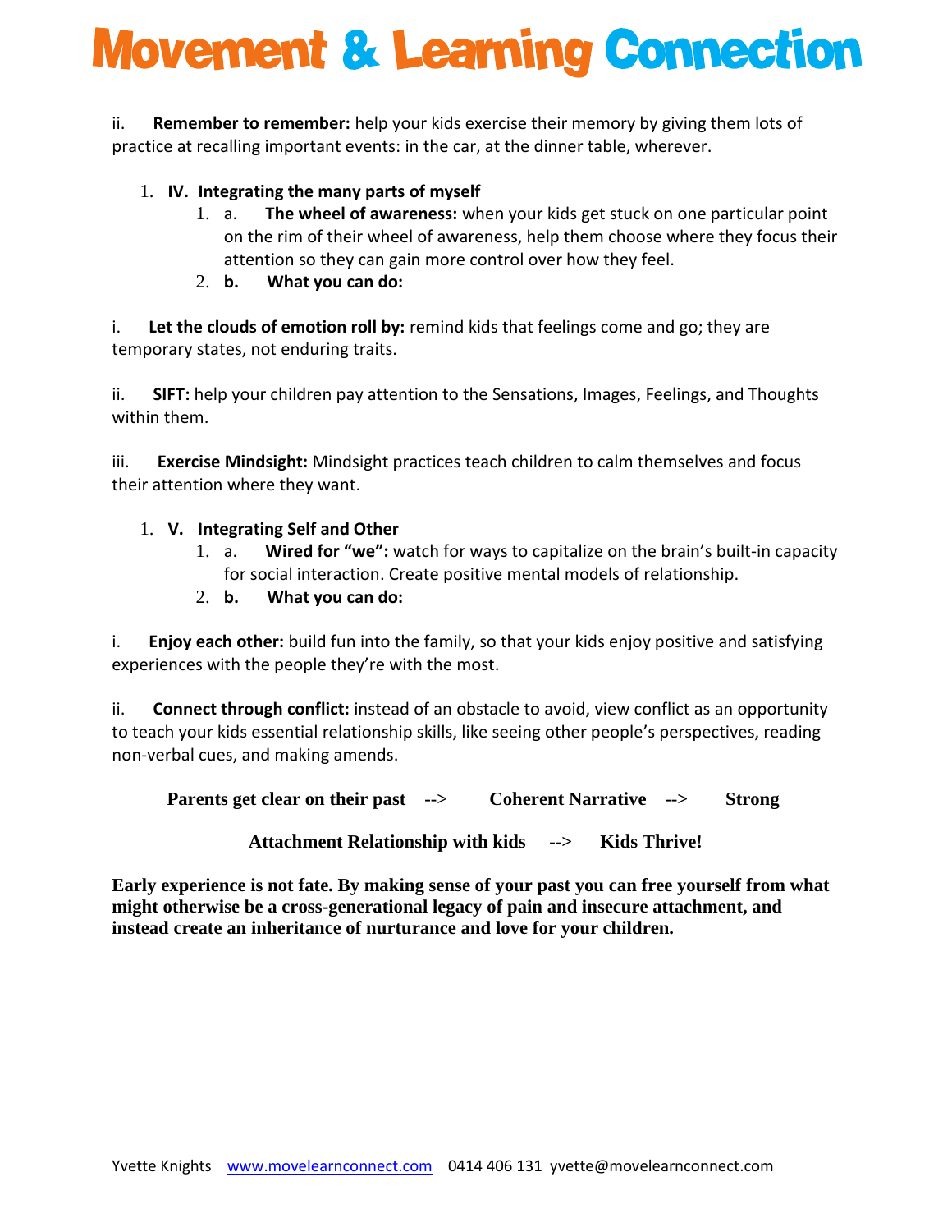ii. **Remember to remember:** help your kids exercise their memory by giving them lots of practice at recalling important events: in the car, at the dinner table, wherever.

1. **IV. Integrating the many parts of myself**
    1. a. **The wheel of awareness:** when your kids get stuck on one particular point on the rim of their wheel of awareness, help them choose where they focus their attention so they can gain more control over how they feel.
    2. **b. What you can do:**

i. **Let the clouds of emotion roll by:** remind kids that feelings come and go; they are temporary states, not enduring traits.

ii. **SIFT:** help your children pay attention to the Sensations, Images, Feelings, and Thoughts within them.

iii. **Exercise Mindsight:** Mindsight practices teach children to calm themselves and focus their attention where they want.

1. **V. Integrating Self and Other**
    1. a. **Wired for "we":** watch for ways to capitalize on the brain's built-in capacity for social interaction. Create positive mental models of relationship.
    2. **b. What you can do:**

i. **Enjoy each other:** build fun into the family, so that your kids enjoy positive and satisfying experiences with the people they're with the most.

ii. **Connect through conflict:** instead of an obstacle to avoid, view conflict as an opportunity to teach your kids essential relationship skills, like seeing other people's perspectives, reading non-verbal cues, and making amends.

**Parents get clear on their past --> Coherent Narrative --> Strong Attachment Relationship with kids --> Kids Thrive!**

**Early experience is not fate. By making sense of your past you can free yourself from what might otherwise be a cross-generational legacy of pain and insecure attachment, and instead create an inheritance of nurturance and love for your children.**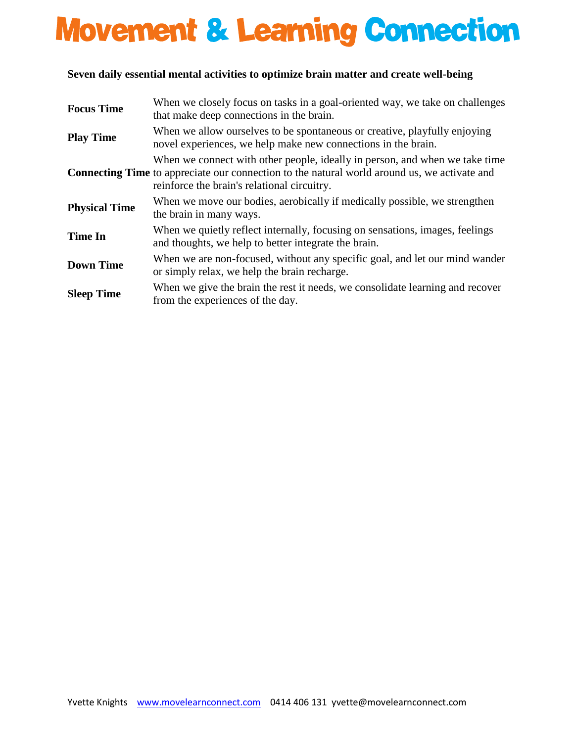# Movement & Learning Connection

**Seven daily essential mental activities to optimize brain matter and create well-being**

| | |
|---|---|
| **Focus Time** | When we closely focus on tasks in a goal-oriented way, we take on challenges that make deep connections in the brain. |
| **Play Time** | When we allow ourselves to be spontaneous or creative, playfully enjoying novel experiences, we help make new connections in the brain. |
| **Connecting Time** | When we connect with other people, ideally in person, and when we take time to appreciate our connection to the natural world around us, we activate and reinforce the brain's relational circuitry. |
| **Physical Time** | When we move our bodies, aerobically if medically possible, we strengthen the brain in many ways. |
| **Time In** | When we quietly reflect internally, focusing on sensations, images, feelings and thoughts, we help to better integrate the brain. |
| **Down Time** | When we are non-focused, without any specific goal, and let our mind wander or simply relax, we help the brain recharge. |
| **Sleep Time** | When we give the brain the rest it needs, we consolidate learning and recover from the experiences of the day. |

Yvette Knights [www.movelearnconnect.com](http://www.movelearnconnect.com) 0414 406 131 yvette@movelearnconnect.com